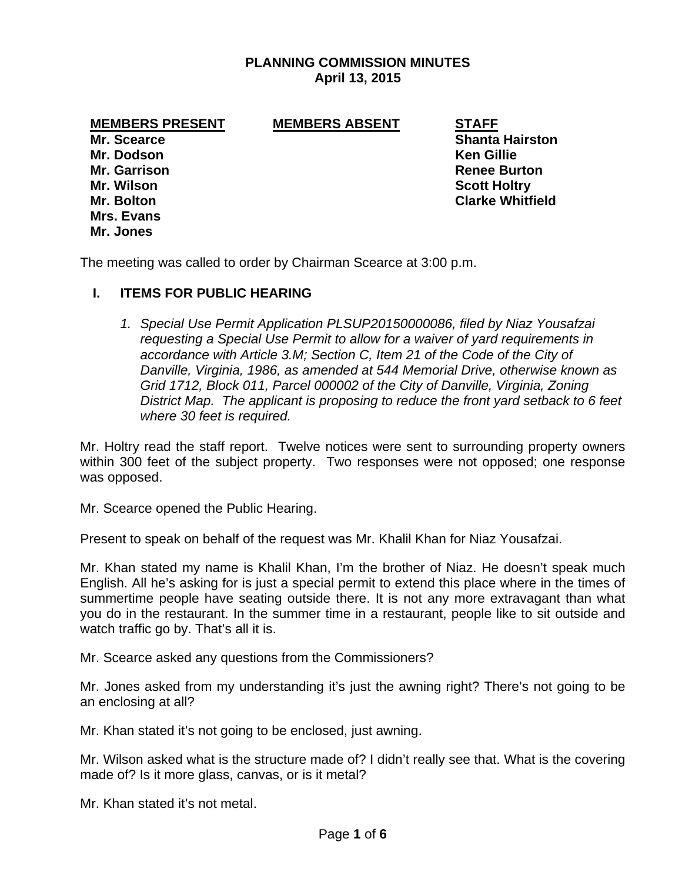**PLANNING COMMISSION MINUTES**
**April 13, 2015**

| MEMBERS PRESENT | MEMBERS ABSENT | STAFF |
|---|---|---|
| Mr. Scearce | | Shanta Hairston |
| Mr. Dodson | | Ken Gillie |
| Mr. Garrison | | Renee Burton |
| Mr. Wilson | | Scott Holtry |
| Mr. Bolton | | Clarke Whitfield |
| Mrs. Evans | | |
| Mr. Jones | | |

The meeting was called to order by Chairman Scearce at 3:00 p.m.

## I. ITEMS FOR PUBLIC HEARING

1. *Special Use Permit Application PLSUP20150000086, filed by Niaz Yousafzai requesting a Special Use Permit to allow for a waiver of yard requirements in accordance with Article 3.M; Section C, Item 21 of the Code of the City of Danville, Virginia, 1986, as amended at 544 Memorial Drive, otherwise known as Grid 1712, Block 011, Parcel 000002 of the City of Danville, Virginia, Zoning District Map. The applicant is proposing to reduce the front yard setback to 6 feet where 30 feet is required.*

Mr. Holtry read the staff report. Twelve notices were sent to surrounding property owners within 300 feet of the subject property. Two responses were not opposed; one response was opposed.

Mr. Scearce opened the Public Hearing.

Present to speak on behalf of the request was Mr. Khalil Khan for Niaz Yousafzai.

Mr. Khan stated my name is Khalil Khan, I'm the brother of Niaz. He doesn't speak much English. All he's asking for is just a special permit to extend this place where in the times of summertime people have seating outside there. It is not any more extravagant than what you do in the restaurant. In the summer time in a restaurant, people like to sit outside and watch traffic go by. That's all it is.

Mr. Scearce asked any questions from the Commissioners?

Mr. Jones asked from my understanding it's just the awning right? There's not going to be an enclosing at all?

Mr. Khan stated it's not going to be enclosed, just awning.

Mr. Wilson asked what is the structure made of? I didn't really see that. What is the covering made of? Is it more glass, canvas, or is it metal?

Mr. Khan stated it's not metal.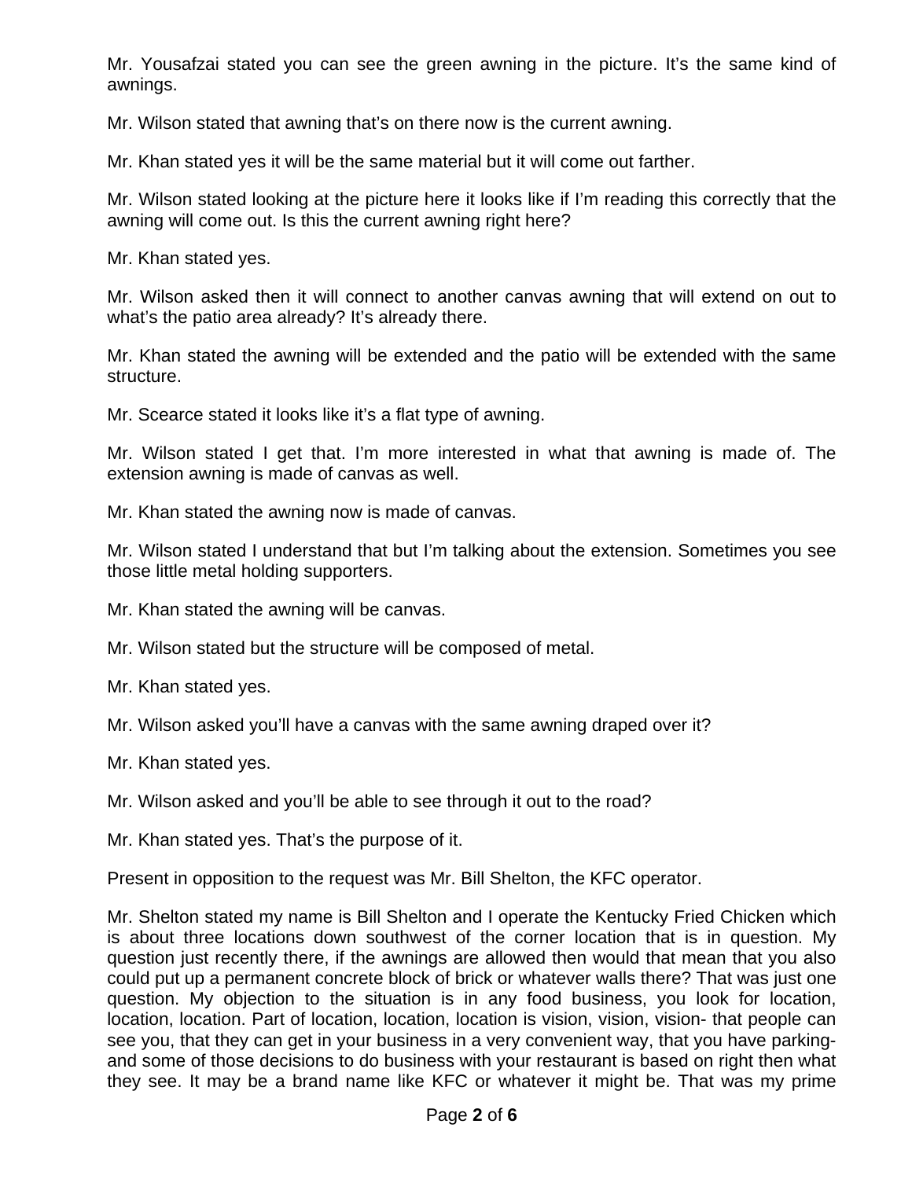Mr. Yousafzai stated you can see the green awning in the picture. It's the same kind of awnings.

Mr. Wilson stated that awning that's on there now is the current awning.

Mr. Khan stated yes it will be the same material but it will come out farther.

Mr. Wilson stated looking at the picture here it looks like if I'm reading this correctly that the awning will come out. Is this the current awning right here?

Mr. Khan stated yes.

Mr. Wilson asked then it will connect to another canvas awning that will extend on out to what's the patio area already? It's already there.

Mr. Khan stated the awning will be extended and the patio will be extended with the same structure.

Mr. Scearce stated it looks like it's a flat type of awning.

Mr. Wilson stated I get that. I'm more interested in what that awning is made of. The extension awning is made of canvas as well.

Mr. Khan stated the awning now is made of canvas.

Mr. Wilson stated I understand that but I'm talking about the extension. Sometimes you see those little metal holding supporters.

Mr. Khan stated the awning will be canvas.

Mr. Wilson stated but the structure will be composed of metal.

Mr. Khan stated yes.

Mr. Wilson asked you'll have a canvas with the same awning draped over it?

Mr. Khan stated yes.

Mr. Wilson asked and you'll be able to see through it out to the road?

Mr. Khan stated yes. That's the purpose of it.

Present in opposition to the request was Mr. Bill Shelton, the KFC operator.

Mr. Shelton stated my name is Bill Shelton and I operate the Kentucky Fried Chicken which is about three locations down southwest of the corner location that is in question. My question just recently there, if the awnings are allowed then would that mean that you also could put up a permanent concrete block of brick or whatever walls there? That was just one question. My objection to the situation is in any food business, you look for location, location, location. Part of location, location, location is vision, vision, vision- that people can see you, that they can get in your business in a very convenient way, that you have parking- and some of those decisions to do business with your restaurant is based on right then what they see. It may be a brand name like KFC or whatever it might be. That was my prime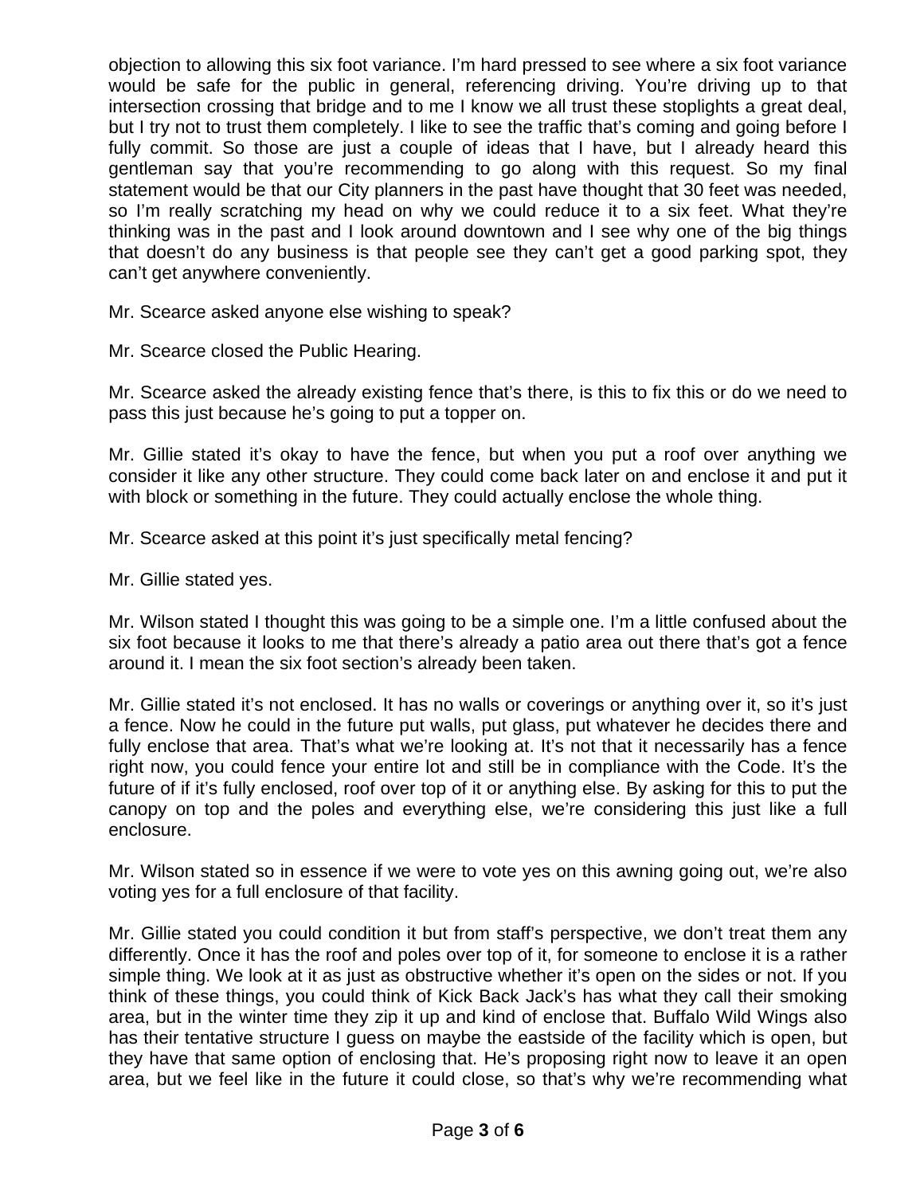objection to allowing this six foot variance. I'm hard pressed to see where a six foot variance would be safe for the public in general, referencing driving. You're driving up to that intersection crossing that bridge and to me I know we all trust these stoplights a great deal, but I try not to trust them completely. I like to see the traffic that's coming and going before I fully commit. So those are just a couple of ideas that I have, but I already heard this gentleman say that you're recommending to go along with this request. So my final statement would be that our City planners in the past have thought that 30 feet was needed, so I'm really scratching my head on why we could reduce it to a six feet. What they're thinking was in the past and I look around downtown and I see why one of the big things that doesn't do any business is that people see they can't get a good parking spot, they can't get anywhere conveniently.

Mr. Scearce asked anyone else wishing to speak?

Mr. Scearce closed the Public Hearing.

Mr. Scearce asked the already existing fence that's there, is this to fix this or do we need to pass this just because he's going to put a topper on.

Mr. Gillie stated it's okay to have the fence, but when you put a roof over anything we consider it like any other structure. They could come back later on and enclose it and put it with block or something in the future. They could actually enclose the whole thing.

Mr. Scearce asked at this point it's just specifically metal fencing?

Mr. Gillie stated yes.

Mr. Wilson stated I thought this was going to be a simple one. I'm a little confused about the six foot because it looks to me that there's already a patio area out there that's got a fence around it. I mean the six foot section's already been taken.

Mr. Gillie stated it's not enclosed. It has no walls or coverings or anything over it, so it's just a fence. Now he could in the future put walls, put glass, put whatever he decides there and fully enclose that area. That's what we're looking at. It's not that it necessarily has a fence right now, you could fence your entire lot and still be in compliance with the Code. It's the future of if it's fully enclosed, roof over top of it or anything else. By asking for this to put the canopy on top and the poles and everything else, we're considering this just like a full enclosure.

Mr. Wilson stated so in essence if we were to vote yes on this awning going out, we're also voting yes for a full enclosure of that facility.

Mr. Gillie stated you could condition it but from staff's perspective, we don't treat them any differently. Once it has the roof and poles over top of it, for someone to enclose it is a rather simple thing. We look at it as just as obstructive whether it's open on the sides or not. If you think of these things, you could think of Kick Back Jack's has what they call their smoking area, but in the winter time they zip it up and kind of enclose that. Buffalo Wild Wings also has their tentative structure I guess on maybe the eastside of the facility which is open, but they have that same option of enclosing that. He's proposing right now to leave it an open area, but we feel like in the future it could close, so that's why we're recommending what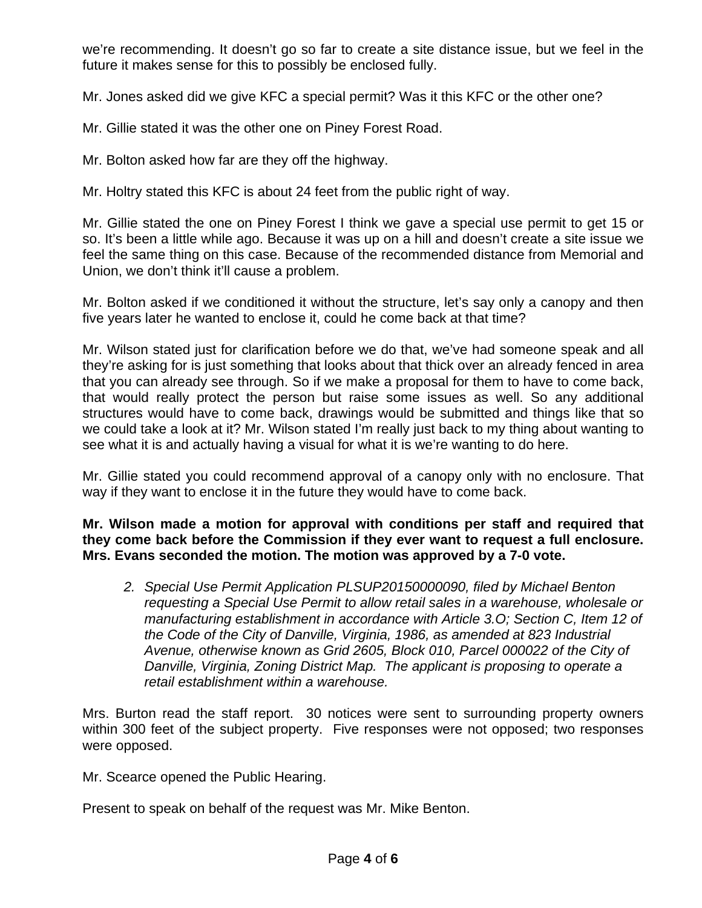we're recommending. It doesn't go so far to create a site distance issue, but we feel in the future it makes sense for this to possibly be enclosed fully.

Mr. Jones asked did we give KFC a special permit? Was it this KFC or the other one?

Mr. Gillie stated it was the other one on Piney Forest Road.

Mr. Bolton asked how far are they off the highway.

Mr. Holtry stated this KFC is about 24 feet from the public right of way.

Mr. Gillie stated the one on Piney Forest I think we gave a special use permit to get 15 or so. It's been a little while ago. Because it was up on a hill and doesn't create a site issue we feel the same thing on this case. Because of the recommended distance from Memorial and Union, we don't think it'll cause a problem.

Mr. Bolton asked if we conditioned it without the structure, let's say only a canopy and then five years later he wanted to enclose it, could he come back at that time?

Mr. Wilson stated just for clarification before we do that, we've had someone speak and all they're asking for is just something that looks about that thick over an already fenced in area that you can already see through. So if we make a proposal for them to have to come back, that would really protect the person but raise some issues as well. So any additional structures would have to come back, drawings would be submitted and things like that so we could take a look at it? Mr. Wilson stated I'm really just back to my thing about wanting to see what it is and actually having a visual for what it is we're wanting to do here.

Mr. Gillie stated you could recommend approval of a canopy only with no enclosure. That way if they want to enclose it in the future they would have to come back.

**Mr. Wilson made a motion for approval with conditions per staff and required that they come back before the Commission if they ever want to request a full enclosure. Mrs. Evans seconded the motion. The motion was approved by a 7-0 vote.**

2. *Special Use Permit Application PLSUP20150000090, filed by Michael Benton requesting a Special Use Permit to allow retail sales in a warehouse, wholesale or manufacturing establishment in accordance with Article 3.O; Section C, Item 12 of the Code of the City of Danville, Virginia, 1986, as amended at 823 Industrial Avenue, otherwise known as Grid 2605, Block 010, Parcel 000022 of the City of Danville, Virginia, Zoning District Map. The applicant is proposing to operate a retail establishment within a warehouse.*

Mrs. Burton read the staff report. 30 notices were sent to surrounding property owners within 300 feet of the subject property. Five responses were not opposed; two responses were opposed.

Mr. Scearce opened the Public Hearing.

Present to speak on behalf of the request was Mr. Mike Benton.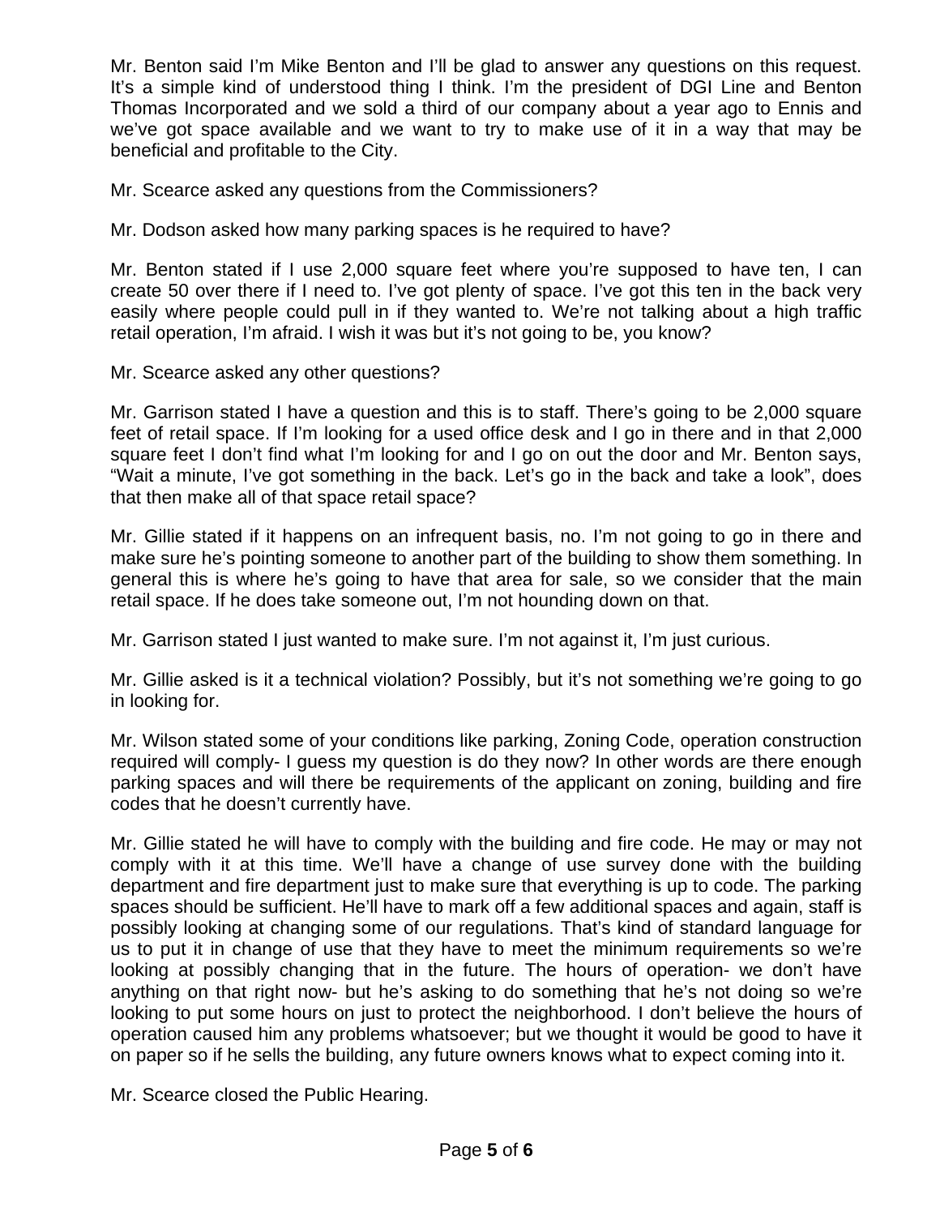Mr. Benton said I'm Mike Benton and I'll be glad to answer any questions on this request. It's a simple kind of understood thing I think. I'm the president of DGI Line and Benton Thomas Incorporated and we sold a third of our company about a year ago to Ennis and we've got space available and we want to try to make use of it in a way that may be beneficial and profitable to the City.

Mr. Scearce asked any questions from the Commissioners?

Mr. Dodson asked how many parking spaces is he required to have?

Mr. Benton stated if I use 2,000 square feet where you're supposed to have ten, I can create 50 over there if I need to. I've got plenty of space. I've got this ten in the back very easily where people could pull in if they wanted to. We're not talking about a high traffic retail operation, I'm afraid. I wish it was but it's not going to be, you know?

Mr. Scearce asked any other questions?

Mr. Garrison stated I have a question and this is to staff. There's going to be 2,000 square feet of retail space. If I'm looking for a used office desk and I go in there and in that 2,000 square feet I don't find what I'm looking for and I go on out the door and Mr. Benton says, "Wait a minute, I've got something in the back. Let's go in the back and take a look", does that then make all of that space retail space?

Mr. Gillie stated if it happens on an infrequent basis, no. I'm not going to go in there and make sure he's pointing someone to another part of the building to show them something. In general this is where he's going to have that area for sale, so we consider that the main retail space. If he does take someone out, I'm not hounding down on that.

Mr. Garrison stated I just wanted to make sure. I'm not against it, I'm just curious.

Mr. Gillie asked is it a technical violation? Possibly, but it's not something we're going to go in looking for.

Mr. Wilson stated some of your conditions like parking, Zoning Code, operation construction required will comply- I guess my question is do they now? In other words are there enough parking spaces and will there be requirements of the applicant on zoning, building and fire codes that he doesn't currently have.

Mr. Gillie stated he will have to comply with the building and fire code. He may or may not comply with it at this time. We'll have a change of use survey done with the building department and fire department just to make sure that everything is up to code. The parking spaces should be sufficient. He'll have to mark off a few additional spaces and again, staff is possibly looking at changing some of our regulations. That's kind of standard language for us to put it in change of use that they have to meet the minimum requirements so we're looking at possibly changing that in the future. The hours of operation- we don't have anything on that right now- but he's asking to do something that he's not doing so we're looking to put some hours on just to protect the neighborhood. I don't believe the hours of operation caused him any problems whatsoever; but we thought it would be good to have it on paper so if he sells the building, any future owners knows what to expect coming into it.

Mr. Scearce closed the Public Hearing.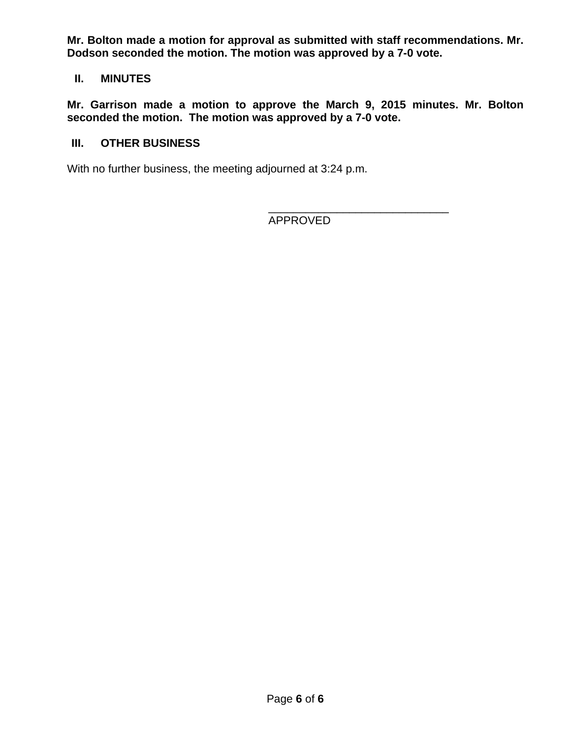**Mr. Bolton made a motion for approval as submitted with staff recommendations. Mr. Dodson seconded the motion. The motion was approved by a 7-0 vote.**

## II. MINUTES

**Mr. Garrison made a motion to approve the March 9, 2015 minutes. Mr. Bolton seconded the motion. The motion was approved by a 7-0 vote.**

## III. OTHER BUSINESS

With no further business, the meeting adjourned at 3:24 p.m.

\_\_\_\_\_\_\_\_\_\_\_\_\_\_\_\_\_\_\_\_\_\_\_\_\_\_\_\_\_\_
APPROVED